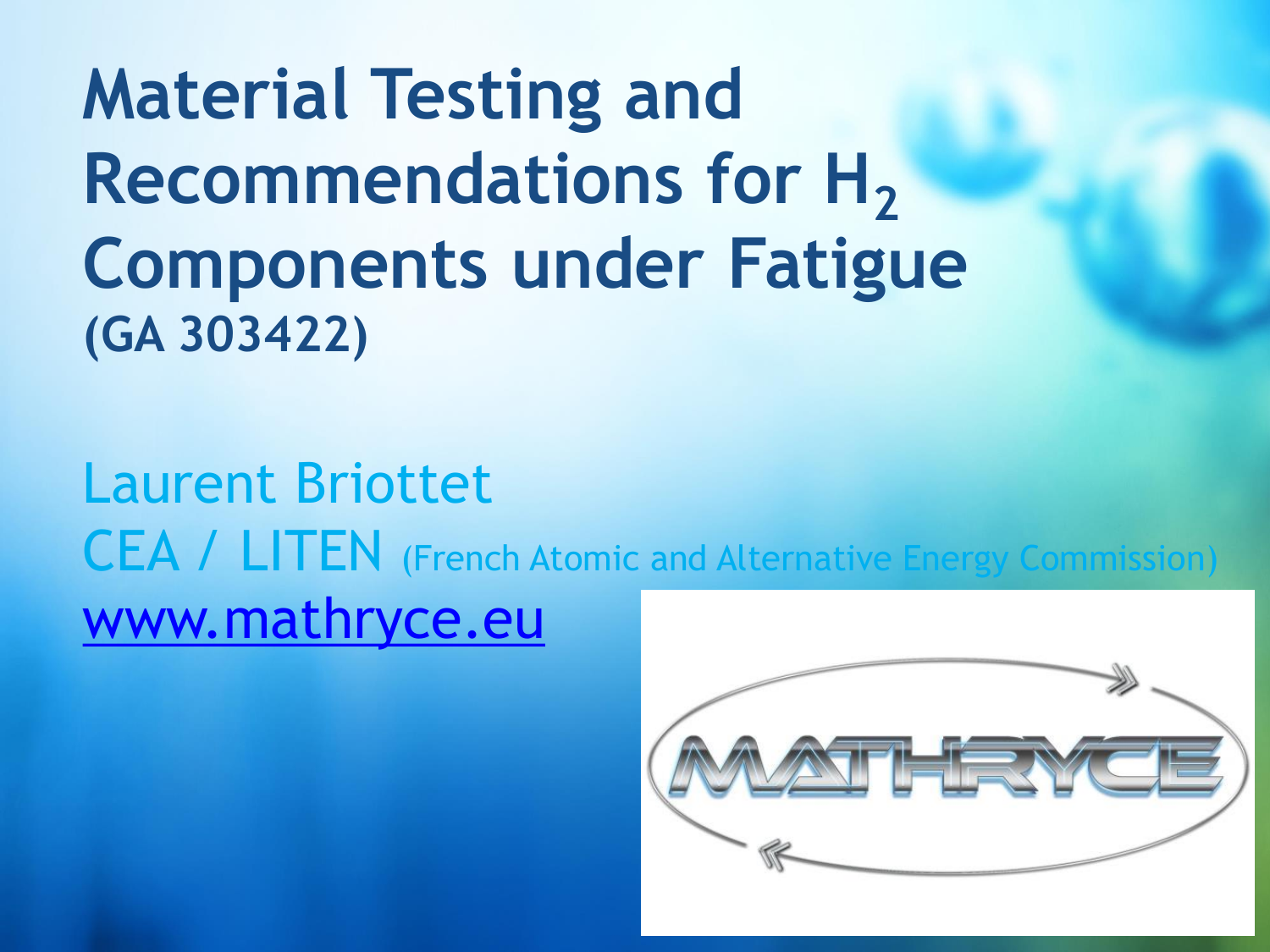# Material Testing and Recommendations for $H_2$ Components under Fatigue

**(GA 303422)**

Laurent Briottet

CEA / LITEN (French Atomic and Alternative Energy Commission)

www.mathryce.eu

MATHRYCE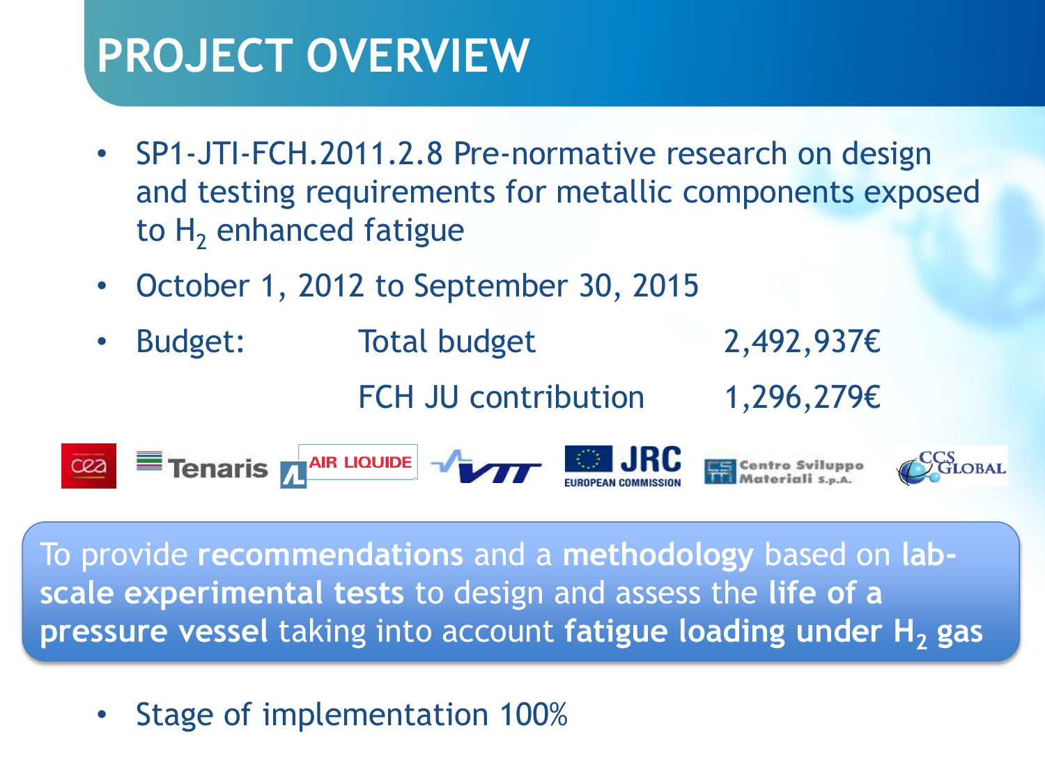# PROJECT OVERVIEW

- SP1-JTI-FCH.2011.2.8 Pre-normative research on design and testing requirements for metallic components exposed to $H_2$ enhanced fatigue
- October 1, 2012 to September 30, 2015
- Budget:

| | | |
|---|---|---|
| Budget: | Total budget | 2,492,937€ |
| | FCH JU contribution | 1,296,279€ |

cea · Tenaris · AIR LIQUIDE · VTT · JRC EUROPEAN COMMISSION · Centro Sviluppo Materiali S.p.A. · CCS GLOBAL

To provide **recommendations** and a **methodology** based on **lab-scale experimental tests** to design and assess the **life of a pressure vessel** taking into account **fatigue loading under $H_2$ gas**

- Stage of implementation 100%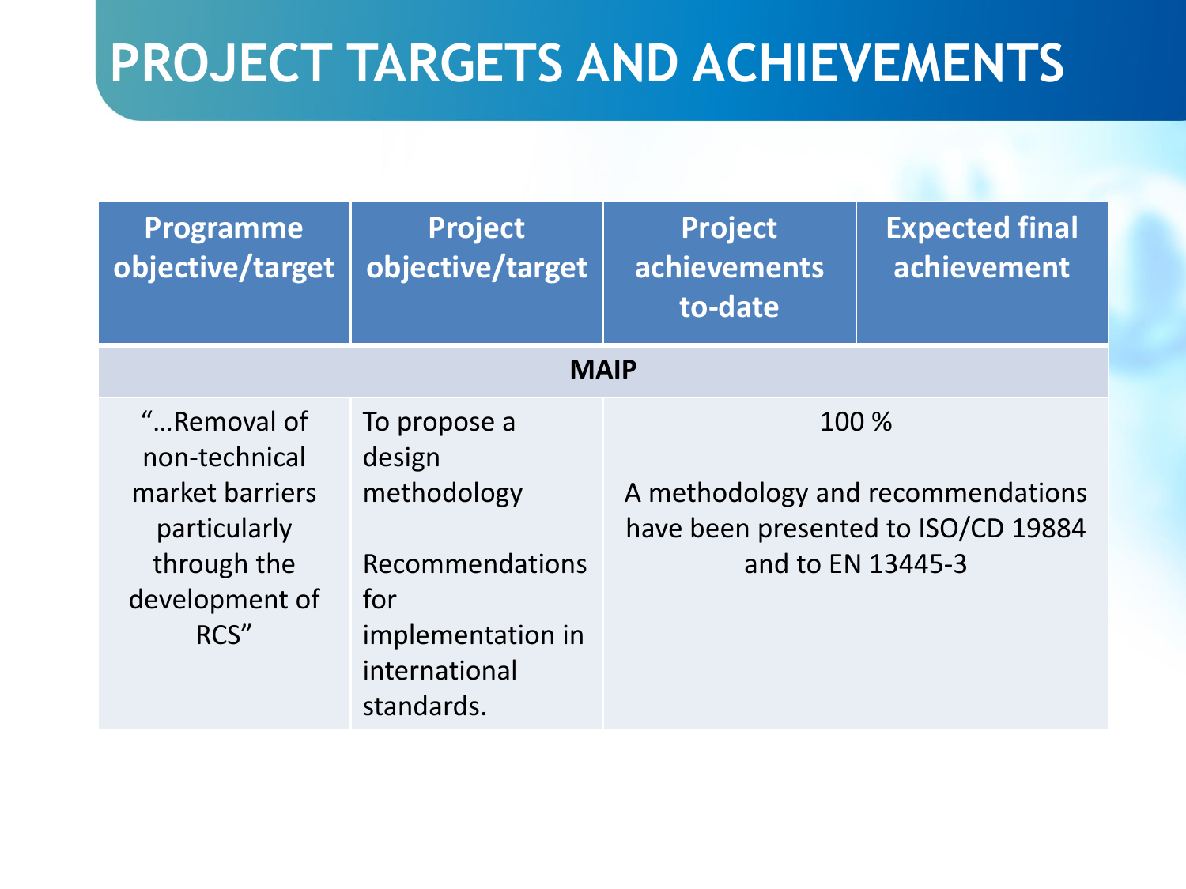# PROJECT TARGETS AND ACHIEVEMENTS

| Programme objective/target | Project objective/target | Project achievements to-date | Expected final achievement |
|---|---|---|---|
| **MAIP** | | | |
| "…Removal of non-technical market barriers particularly through the development of RCS" | To propose a design methodology<br><br>Recommendations for implementation in international standards. | 100 %<br><br>A methodology and recommendations have been presented to ISO/CD 19884 and to EN 13445-3 | |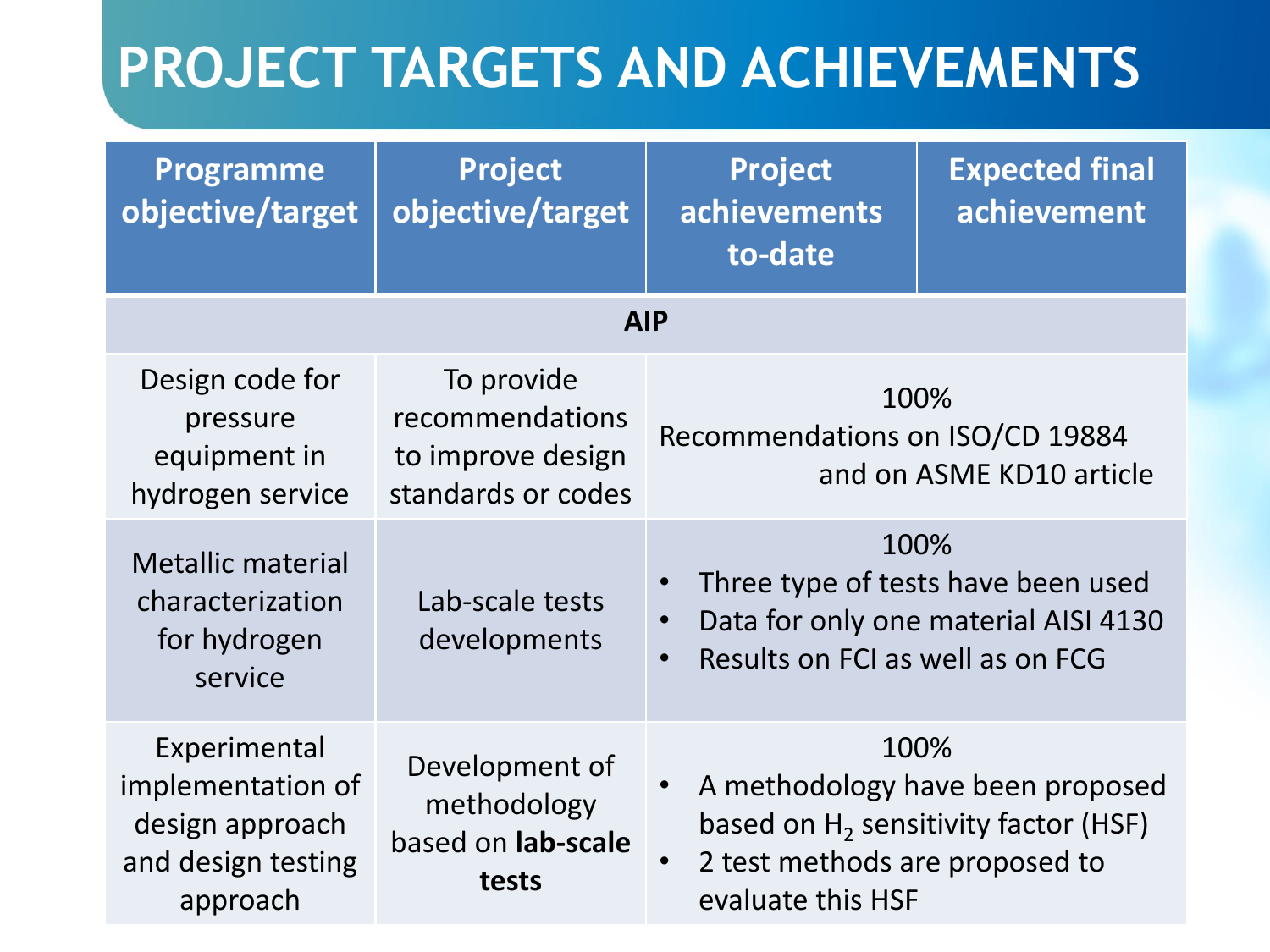# PROJECT TARGETS AND ACHIEVEMENTS

| Programme objective/target | Project objective/target | Project achievements to-date | Expected final achievement |
|---|---|---|---|
| **AIP** | | | |
| Design code for pressure equipment in hydrogen service | To provide recommendations to improve design standards or codes | 100%<br>Recommendations on ISO/CD 19884 and on ASME KD10 article | |
| Metallic material characterization for hydrogen service | Lab-scale tests developments | 100%<br>• Three type of tests have been used<br>• Data for only one material AISI 4130<br>• Results on FCI as well as on FCG | |
| Experimental implementation of design approach and design testing approach | Development of methodology based on **lab-scale tests** | 100%<br>• A methodology have been proposed based on $H_2$ sensitivity factor (HSF)<br>• 2 test methods are proposed to evaluate this HSF | |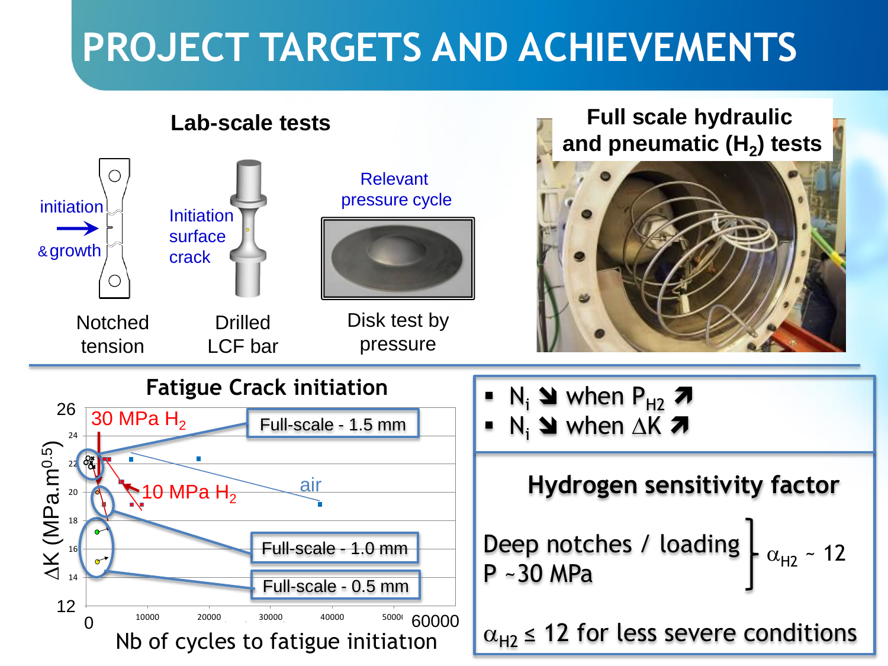# PROJECT TARGETS AND ACHIEVEMENTS

## Lab-scale tests

initiation & growth

Initiation surface crack

Relevant pressure cycle

Notched tension

Drilled LCF bar

Disk test by pressure

## Full scale hydraulic and pneumatic ($H_2$) tests

## Fatigue Crack initiation

- 30 MPa $H_2$
- 10 MPa $H_2$
- air
- Full-scale - 1.5 mm
- Full-scale - 1.0 mm
- Full-scale - 0.5 mm

$\Delta K$ (MPa.m$^{0.5}$)

Nb of cycles to fatigue initiation

- $N_i$ ↘ when $P_{H2}$ ↗
- $N_i$ ↘ when $\Delta K$ ↗

### Hydrogen sensitivity factor

Deep notches / loading, P ~30 MPa } $\alpha_{H2}$ ~ 12

$\alpha_{H2} \leq 12$ for less severe conditions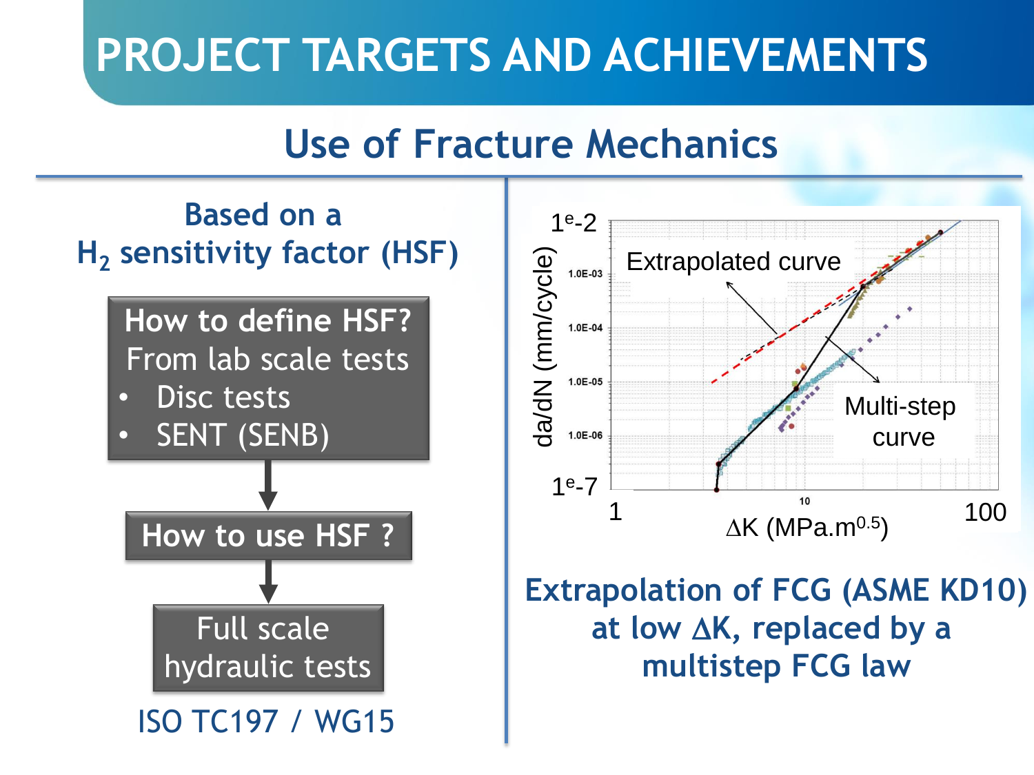# PROJECT TARGETS AND ACHIEVEMENTS

## Use of Fracture Mechanics

### Based on a $H_2$ sensitivity factor (HSF)

**How to define HSF?**
From lab scale tests
- Disc tests
- SENT (SENB)

**How to use HSF ?**

**Full scale hydraulic tests**

ISO TC197 / WG15

Extrapolated curve

Multi-step curve

da/dN (mm/cycle)

$\Delta K$ (MPa.m$^{0.5}$)

**Extrapolation of FCG (ASME KD10) at low $\Delta K$, replaced by a multistep FCG law**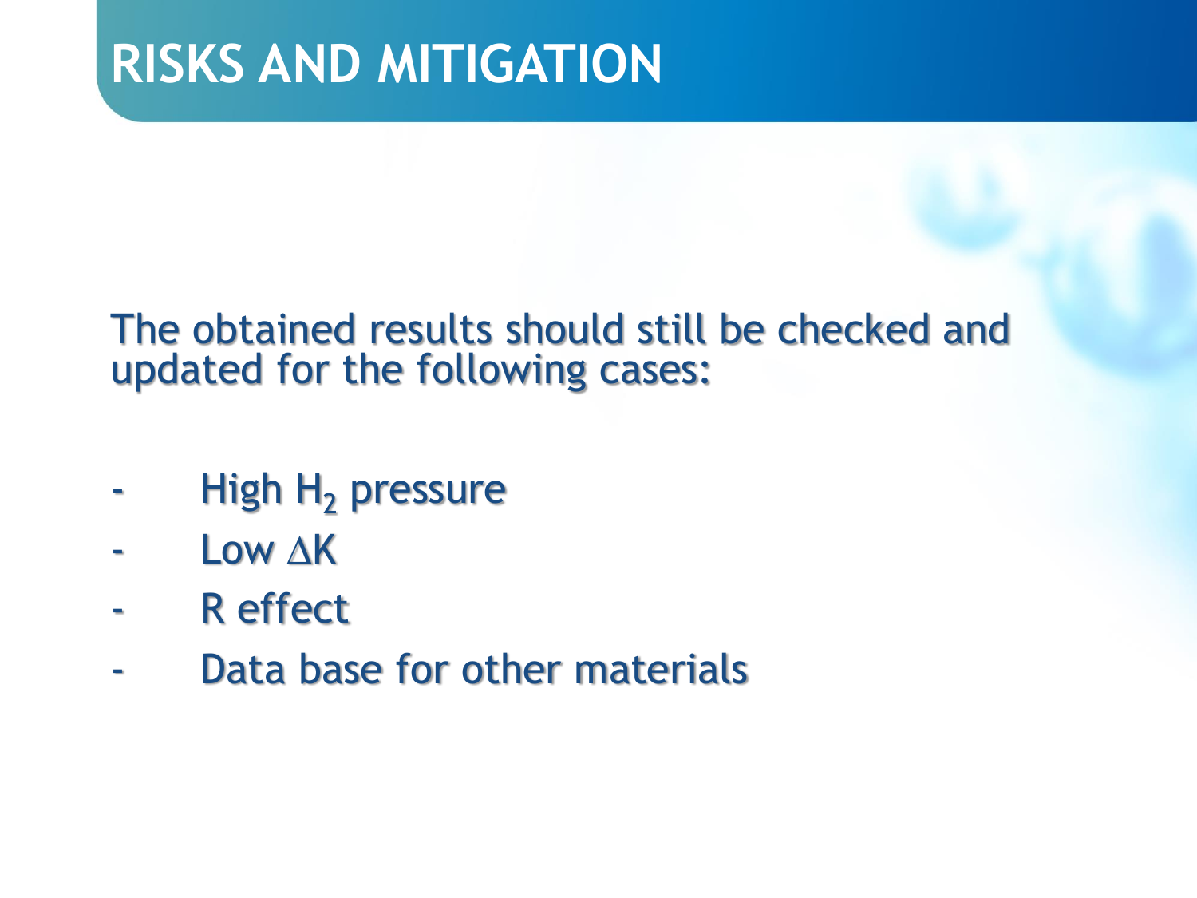# RISKS AND MITIGATION

The obtained results should still be checked and updated for the following cases:

- High $H_2$ pressure
- Low $\Delta K$
- R effect
- Data base for other materials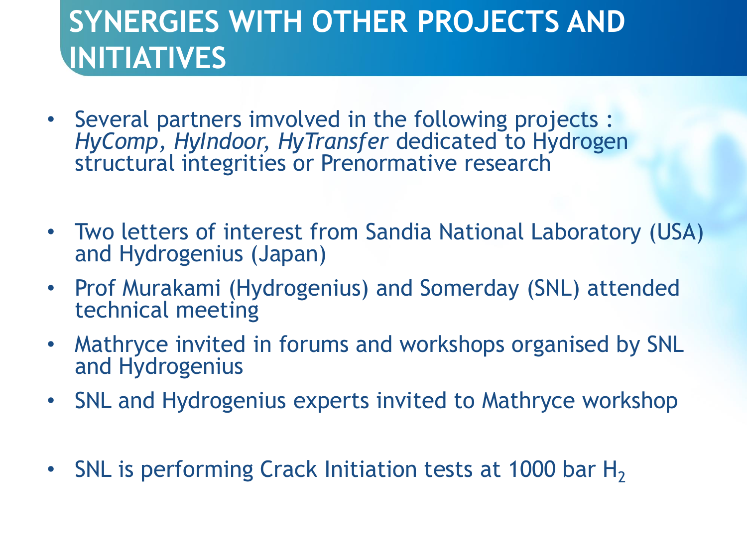# SYNERGIES WITH OTHER PROJECTS AND INITIATIVES

- Several partners imvolved in the following projects : *HyComp, HyIndoor, HyTransfer* dedicated to Hydrogen structural integrities or Prenormative research

- Two letters of interest from Sandia National Laboratory (USA) and Hydrogenius (Japan)
- Prof Murakami (Hydrogenius) and Somerday (SNL) attended technical meeting
- Mathryce invited in forums and workshops organised by SNL and Hydrogenius
- SNL and Hydrogenius experts invited to Mathryce workshop

- SNL is performing Crack Initiation tests at 1000 bar $H_2$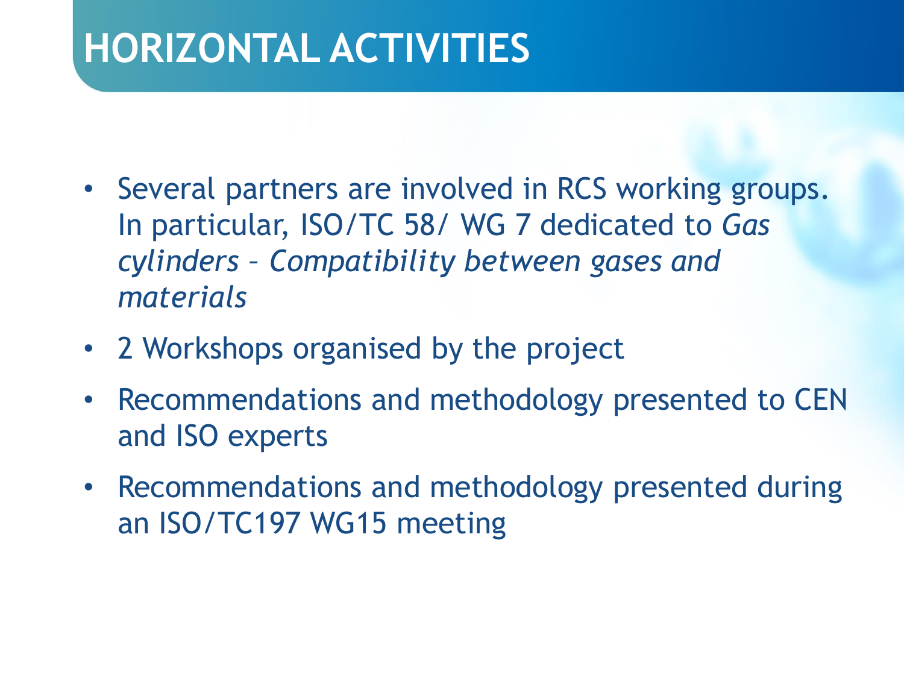# HORIZONTAL ACTIVITIES

- Several partners are involved in RCS working groups. In particular, ISO/TC 58/ WG 7 dedicated to *Gas cylinders – Compatibility between gases and materials*
- 2 Workshops organised by the project
- Recommendations and methodology presented to CEN and ISO experts
- Recommendations and methodology presented during an ISO/TC197 WG15 meeting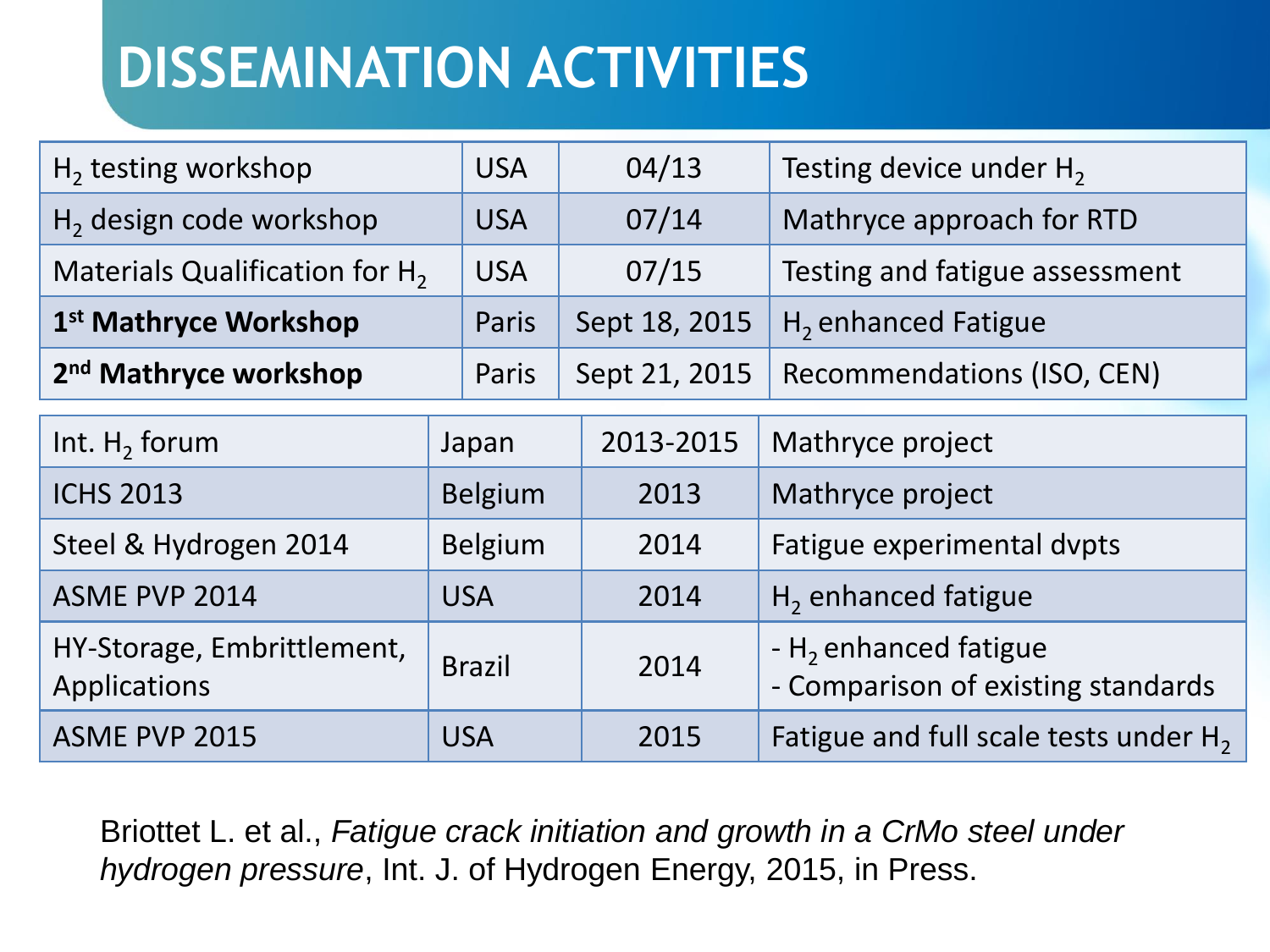# DISSEMINATION ACTIVITIES

| | | | |
|---|---|---|---|
| $H_2$ testing workshop | USA | 04/13 | Testing device under $H_2$ |
| $H_2$ design code workshop | USA | 07/14 | Mathryce approach for RTD |
| Materials Qualification for $H_2$ | USA | 07/15 | Testing and fatigue assessment |
| **1st Mathryce Workshop** | Paris | Sept 18, 2015 | $H_2$ enhanced Fatigue |
| **2nd Mathryce workshop** | Paris | Sept 21, 2015 | Recommendations (ISO, CEN) |

| | | | |
|---|---|---|---|
| Int. $H_2$ forum | Japan | 2013-2015 | Mathryce project |
| ICHS 2013 | Belgium | 2013 | Mathryce project |
| Steel & Hydrogen 2014 | Belgium | 2014 | Fatigue experimental dvpts |
| ASME PVP 2014 | USA | 2014 | $H_2$ enhanced fatigue |
| HY-Storage, Embrittlement, Applications | Brazil | 2014 | - $H_2$ enhanced fatigue<br>- Comparison of existing standards |
| ASME PVP 2015 | USA | 2015 | Fatigue and full scale tests under $H_2$ |

Briottet L. et al., *Fatigue crack initiation and growth in a CrMo steel under hydrogen pressure*, Int. J. of Hydrogen Energy, 2015, in Press.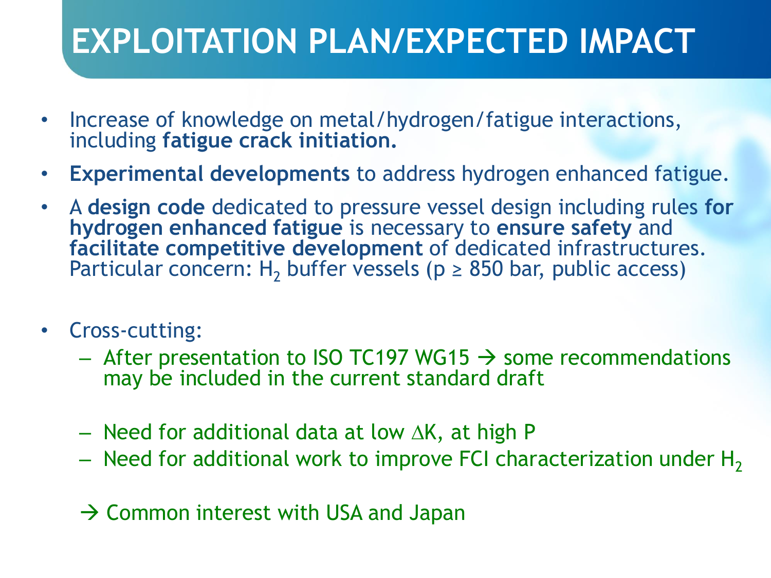# EXPLOITATION PLAN/EXPECTED IMPACT

- Increase of knowledge on metal/hydrogen/fatigue interactions, including **fatigue crack initiation.**
- **Experimental developments** to address hydrogen enhanced fatigue.
- A **design code** dedicated to pressure vessel design including rules **for hydrogen enhanced fatigue** is necessary to **ensure safety** and **facilitate competitive development** of dedicated infrastructures. Particular concern: $H_2$ buffer vessels ($p \geq 850$ bar, public access)

- Cross-cutting:
  - After presentation to ISO TC197 WG15 → some recommendations may be included in the current standard draft
  - Need for additional data at low $\Delta K$, at high P
  - Need for additional work to improve FCI characterization under $H_2$

  → Common interest with USA and Japan